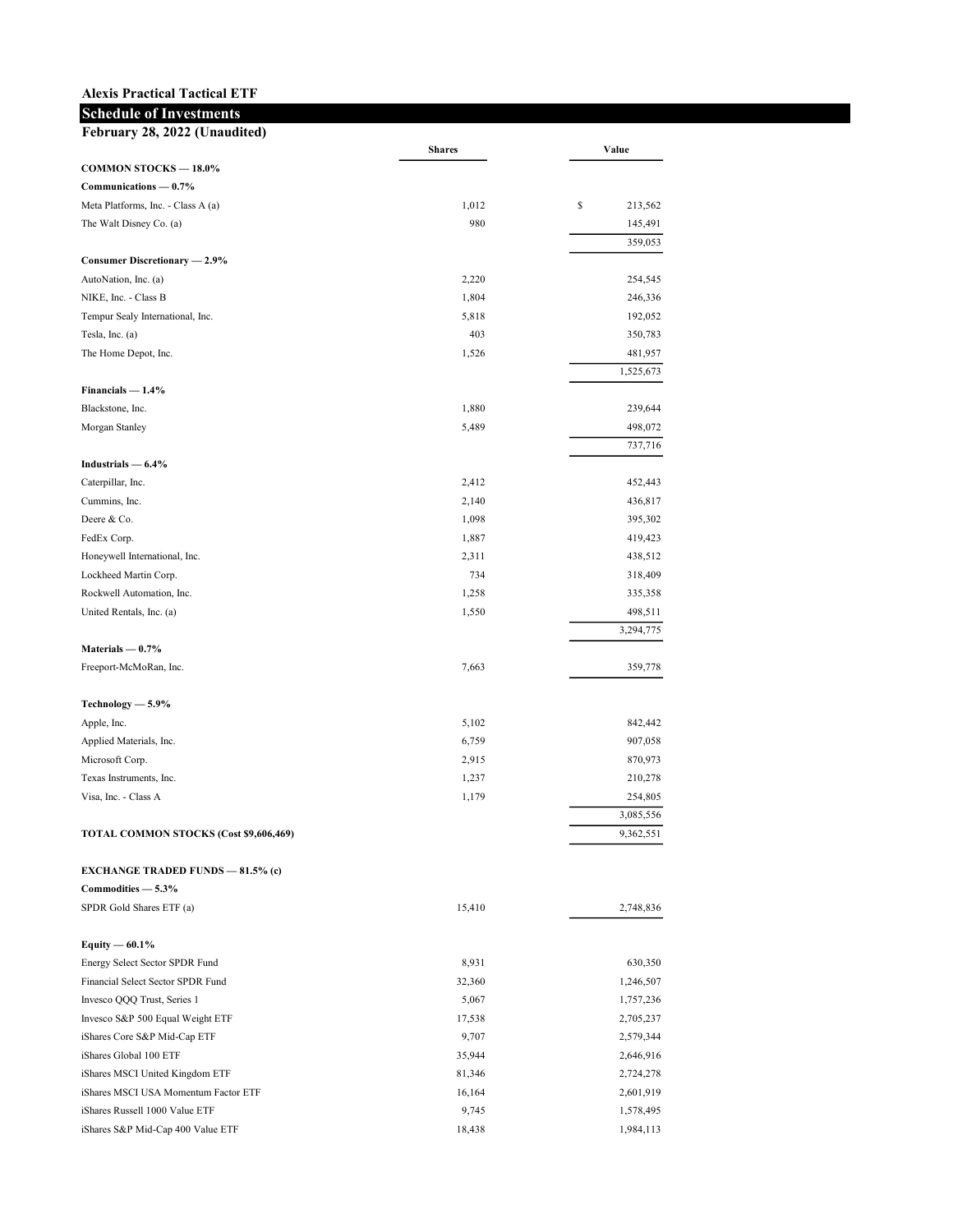**Alexis Practical Tactical ETF**

## Schedule of Investments

**February 28, 2022 (Unaudited)**

| | Shares | Value |
|---|---|---|
| **COMMON STOCKS — 18.0%** | | |
| **Communications — 0.7%** | | |
| Meta Platforms, Inc. - Class A (a) | 1,012 | $ 213,562 |
| The Walt Disney Co. (a) | 980 | 145,491 |
| | | 359,053 |
| **Consumer Discretionary — 2.9%** | | |
| AutoNation, Inc. (a) | 2,220 | 254,545 |
| NIKE, Inc. - Class B | 1,804 | 246,336 |
| Tempur Sealy International, Inc. | 5,818 | 192,052 |
| Tesla, Inc. (a) | 403 | 350,783 |
| The Home Depot, Inc. | 1,526 | 481,957 |
| | | 1,525,673 |
| **Financials — 1.4%** | | |
| Blackstone, Inc. | 1,880 | 239,644 |
| Morgan Stanley | 5,489 | 498,072 |
| | | 737,716 |
| **Industrials — 6.4%** | | |
| Caterpillar, Inc. | 2,412 | 452,443 |
| Cummins, Inc. | 2,140 | 436,817 |
| Deere & Co. | 1,098 | 395,302 |
| FedEx Corp. | 1,887 | 419,423 |
| Honeywell International, Inc. | 2,311 | 438,512 |
| Lockheed Martin Corp. | 734 | 318,409 |
| Rockwell Automation, Inc. | 1,258 | 335,358 |
| United Rentals, Inc. (a) | 1,550 | 498,511 |
| | | 3,294,775 |
| **Materials — 0.7%** | | |
| Freeport-McMoRan, Inc. | 7,663 | 359,778 |
| **Technology — 5.9%** | | |
| Apple, Inc. | 5,102 | 842,442 |
| Applied Materials, Inc. | 6,759 | 907,058 |
| Microsoft Corp. | 2,915 | 870,973 |
| Texas Instruments, Inc. | 1,237 | 210,278 |
| Visa, Inc. - Class A | 1,179 | 254,805 |
| | | 3,085,556 |
| **TOTAL COMMON STOCKS (Cost $9,606,469)** | | 9,362,551 |
| **EXCHANGE TRADED FUNDS — 81.5% (c)** | | |
| **Commodities — 5.3%** | | |
| SPDR Gold Shares ETF (a) | 15,410 | 2,748,836 |
| **Equity — 60.1%** | | |
| Energy Select Sector SPDR Fund | 8,931 | 630,350 |
| Financial Select Sector SPDR Fund | 32,360 | 1,246,507 |
| Invesco QQQ Trust, Series 1 | 5,067 | 1,757,236 |
| Invesco S&P 500 Equal Weight ETF | 17,538 | 2,705,237 |
| iShares Core S&P Mid-Cap ETF | 9,707 | 2,579,344 |
| iShares Global 100 ETF | 35,944 | 2,646,916 |
| iShares MSCI United Kingdom ETF | 81,346 | 2,724,278 |
| iShares MSCI USA Momentum Factor ETF | 16,164 | 2,601,919 |
| iShares Russell 1000 Value ETF | 9,745 | 1,578,495 |
| iShares S&P Mid-Cap 400 Value ETF | 18,438 | 1,984,113 |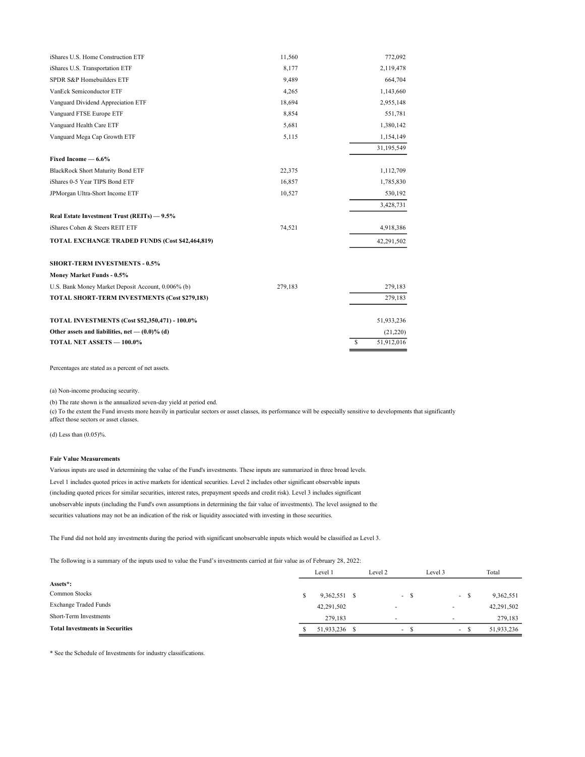| | | |
|---|---|---|
| iShares U.S. Home Construction ETF | 11,560 | 772,092 |
| iShares U.S. Transportation ETF | 8,177 | 2,119,478 |
| SPDR S&P Homebuilders ETF | 9,489 | 664,704 |
| VanEck Semiconductor ETF | 4,265 | 1,143,660 |
| Vanguard Dividend Appreciation ETF | 18,694 | 2,955,148 |
| Vanguard FTSE Europe ETF | 8,854 | 551,781 |
| Vanguard Health Care ETF | 5,681 | 1,380,142 |
| Vanguard Mega Cap Growth ETF | 5,115 | 1,154,149 |
| | | 31,195,549 |
| **Fixed Income — 6.6%** | | |
| BlackRock Short Maturity Bond ETF | 22,375 | 1,112,709 |
| iShares 0-5 Year TIPS Bond ETF | 16,857 | 1,785,830 |
| JPMorgan Ultra-Short Income ETF | 10,527 | 530,192 |
| | | 3,428,731 |
| **Real Estate Investment Trust (REITs) — 9.5%** | | |
| iShares Cohen & Steers REIT ETF | 74,521 | 4,918,386 |
| **TOTAL EXCHANGE TRADED FUNDS (Cost $42,464,819)** | | 42,291,502 |
| | | |
| **SHORT-TERM INVESTMENTS - 0.5%** | | |
| **Money Market Funds - 0.5%** | | |
| U.S. Bank Money Market Deposit Account, 0.006% (b) | 279,183 | 279,183 |
| **TOTAL SHORT-TERM INVESTMENTS (Cost $279,183)** | | 279,183 |
| | | |
| **TOTAL INVESTMENTS (Cost $52,350,471) - 100.0%** | | 51,933,236 |
| **Other assets and liabilities, net — (0.0)% (d)** | | (21,220) |
| **TOTAL NET ASSETS — 100.0%** | | $ 51,912,016 |

Percentages are stated as a percent of net assets.

(a) Non-income producing security.

(b) The rate shown is the annualized seven-day yield at period end.

(c) To the extent the Fund invests more heavily in particular sectors or asset classes, its performance will be especially sensitive to developments that significantly affect those sectors or asset classes.

(d) Less than (0.05)%.

**Fair Value Measurements**

Various inputs are used in determining the value of the Fund's investments. These inputs are summarized in three broad levels. Level 1 includes quoted prices in active markets for identical securities. Level 2 includes other significant observable inputs (including quoted prices for similar securities, interest rates, prepayment speeds and credit risk). Level 3 includes significant unobservable inputs (including the Fund's own assumptions in determining the fair value of investments). The level assigned to the securities valuations may not be an indication of the risk or liquidity associated with investing in those securities.

The Fund did not hold any investments during the period with significant unobservable inputs which would be classified as Level 3.

The following is a summary of the inputs used to value the Fund's investments carried at fair value as of February 28, 2022:

| | Level 1 | Level 2 | Level 3 | Total |
|---|---|---|---|---|
| **Assets*:** | | | | |
| Common Stocks | $ 9,362,551 | $ - | $ - | $ 9,362,551 |
| Exchange Traded Funds | 42,291,502 | - | - | 42,291,502 |
| Short-Term Investments | 279,183 | - | - | 279,183 |
| **Total Investments in Securities** | $ 51,933,236 | $ - | $ - | $ 51,933,236 |

* See the Schedule of Investments for industry classifications.